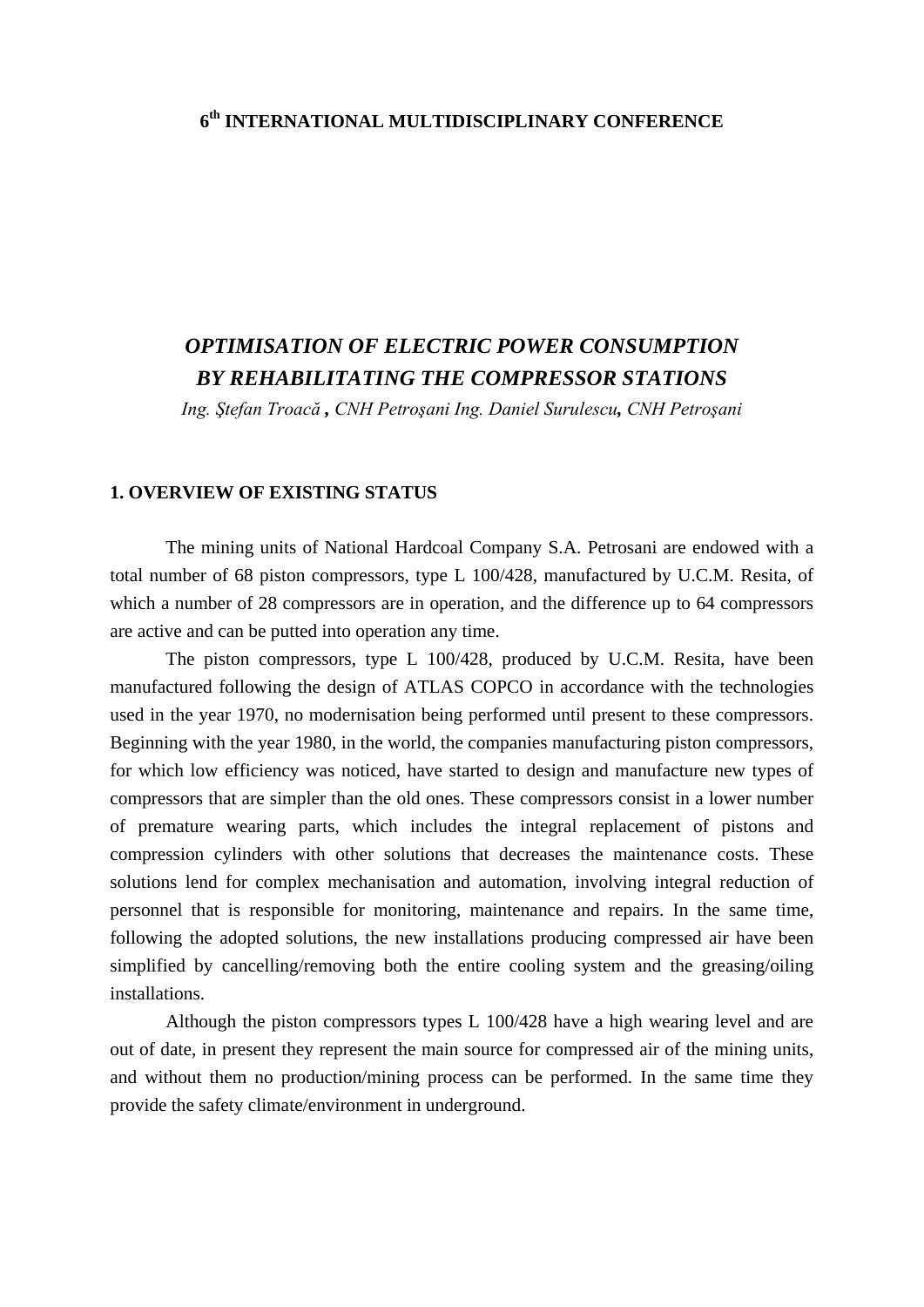**6th INTERNATIONAL MULTIDISCIPLINARY CONFERENCE**

# *OPTIMISATION OF ELECTRIC POWER CONSUMPTION BY REHABILITATING THE COMPRESSOR STATIONS*

*Ing. Ştefan Troacă* **,** *CNH Petroşani Ing. Daniel Surulescu***,** *CNH Petroşani*

## 1. OVERVIEW OF EXISTING STATUS

The mining units of National Hardcoal Company S.A. Petrosani are endowed with a total number of 68 piston compressors, type L 100/428, manufactured by U.C.M. Resita, of which a number of 28 compressors are in operation, and the difference up to 64 compressors are active and can be putted into operation any time.

The piston compressors, type L 100/428, produced by U.C.M. Resita, have been manufactured following the design of ATLAS COPCO in accordance with the technologies used in the year 1970, no modernisation being performed until present to these compressors. Beginning with the year 1980, in the world, the companies manufacturing piston compressors, for which low efficiency was noticed, have started to design and manufacture new types of compressors that are simpler than the old ones. These compressors consist in a lower number of premature wearing parts, which includes the integral replacement of pistons and compression cylinders with other solutions that decreases the maintenance costs. These solutions lend for complex mechanisation and automation, involving integral reduction of personnel that is responsible for monitoring, maintenance and repairs. In the same time, following the adopted solutions, the new installations producing compressed air have been simplified by cancelling/removing both the entire cooling system and the greasing/oiling installations.

Although the piston compressors types L 100/428 have a high wearing level and are out of date, in present they represent the main source for compressed air of the mining units, and without them no production/mining process can be performed. In the same time they provide the safety climate/environment in underground.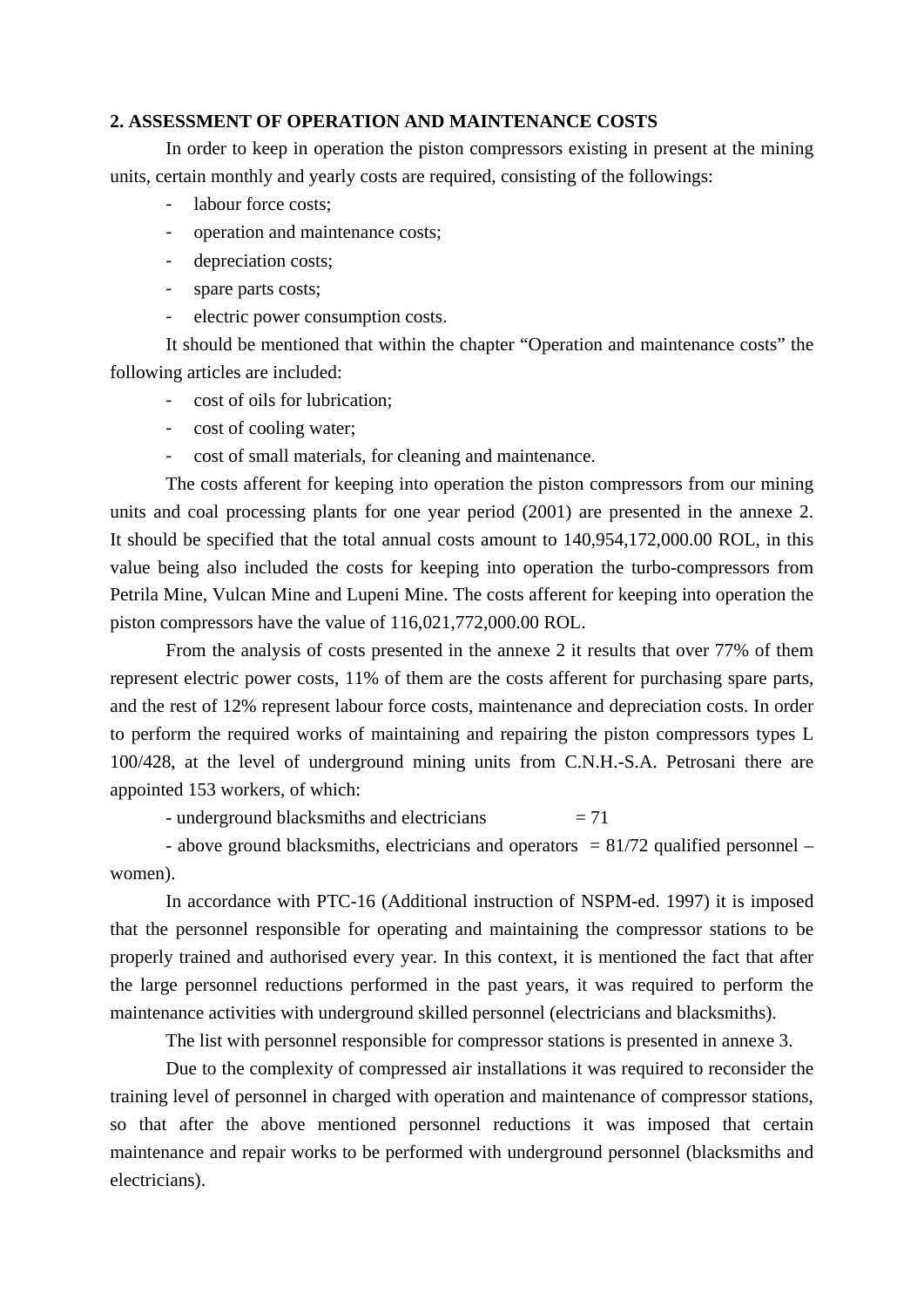## 2. ASSESSMENT OF OPERATION AND MAINTENANCE COSTS

In order to keep in operation the piston compressors existing in present at the mining units, certain monthly and yearly costs are required, consisting of the followings:

- labour force costs;
- operation and maintenance costs;
- depreciation costs;
- spare parts costs;
- electric power consumption costs.

It should be mentioned that within the chapter "Operation and maintenance costs" the following articles are included:

- cost of oils for lubrication;
- cost of cooling water;
- cost of small materials, for cleaning and maintenance.

The costs afferent for keeping into operation the piston compressors from our mining units and coal processing plants for one year period (2001) are presented in the annexe 2. It should be specified that the total annual costs amount to 140,954,172,000.00 ROL, in this value being also included the costs for keeping into operation the turbo-compressors from Petrila Mine, Vulcan Mine and Lupeni Mine. The costs afferent for keeping into operation the piston compressors have the value of 116,021,772,000.00 ROL.

From the analysis of costs presented in the annexe 2 it results that over 77% of them represent electric power costs, 11% of them are the costs afferent for purchasing spare parts, and the rest of 12% represent labour force costs, maintenance and depreciation costs. In order to perform the required works of maintaining and repairing the piston compressors types L 100/428, at the level of underground mining units from C.N.H.-S.A. Petrosani there are appointed 153 workers, of which:

- underground blacksmiths and electricians = 71

- above ground blacksmiths, electricians and operators = 81/72 qualified personnel – women).

In accordance with PTC-16 (Additional instruction of NSPM-ed. 1997) it is imposed that the personnel responsible for operating and maintaining the compressor stations to be properly trained and authorised every year. In this context, it is mentioned the fact that after the large personnel reductions performed in the past years, it was required to perform the maintenance activities with underground skilled personnel (electricians and blacksmiths).

The list with personnel responsible for compressor stations is presented in annexe 3.

Due to the complexity of compressed air installations it was required to reconsider the training level of personnel in charged with operation and maintenance of compressor stations, so that after the above mentioned personnel reductions it was imposed that certain maintenance and repair works to be performed with underground personnel (blacksmiths and electricians).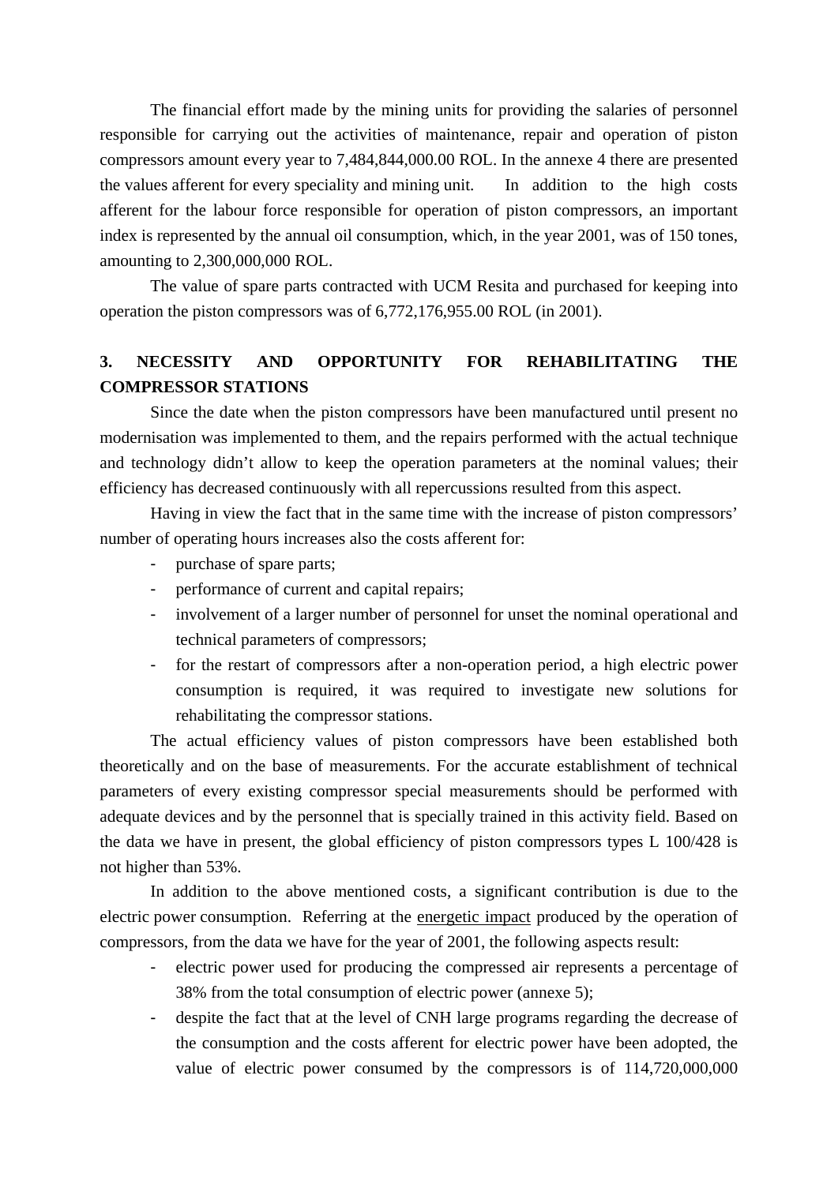The financial effort made by the mining units for providing the salaries of personnel responsible for carrying out the activities of maintenance, repair and operation of piston compressors amount every year to 7,484,844,000.00 ROL. In the annexe 4 there are presented the values afferent for every speciality and mining unit. In addition to the high costs afferent for the labour force responsible for operation of piston compressors, an important index is represented by the annual oil consumption, which, in the year 2001, was of 150 tones, amounting to 2,300,000,000 ROL.

The value of spare parts contracted with UCM Resita and purchased for keeping into operation the piston compressors was of 6,772,176,955.00 ROL (in 2001).

## 3. NECESSITY AND OPPORTUNITY FOR REHABILITATING THE COMPRESSOR STATIONS

Since the date when the piston compressors have been manufactured until present no modernisation was implemented to them, and the repairs performed with the actual technique and technology didn't allow to keep the operation parameters at the nominal values; their efficiency has decreased continuously with all repercussions resulted from this aspect.

Having in view the fact that in the same time with the increase of piston compressors' number of operating hours increases also the costs afferent for:

- purchase of spare parts;
- performance of current and capital repairs;
- involvement of a larger number of personnel for unset the nominal operational and technical parameters of compressors;
- for the restart of compressors after a non-operation period, a high electric power consumption is required, it was required to investigate new solutions for rehabilitating the compressor stations.

The actual efficiency values of piston compressors have been established both theoretically and on the base of measurements. For the accurate establishment of technical parameters of every existing compressor special measurements should be performed with adequate devices and by the personnel that is specially trained in this activity field. Based on the data we have in present, the global efficiency of piston compressors types L 100/428 is not higher than 53%.

In addition to the above mentioned costs, a significant contribution is due to the electric power consumption. Referring at the energetic impact produced by the operation of compressors, from the data we have for the year of 2001, the following aspects result:

- electric power used for producing the compressed air represents a percentage of 38% from the total consumption of electric power (annexe 5);
- despite the fact that at the level of CNH large programs regarding the decrease of the consumption and the costs afferent for electric power have been adopted, the value of electric power consumed by the compressors is of 114,720,000,000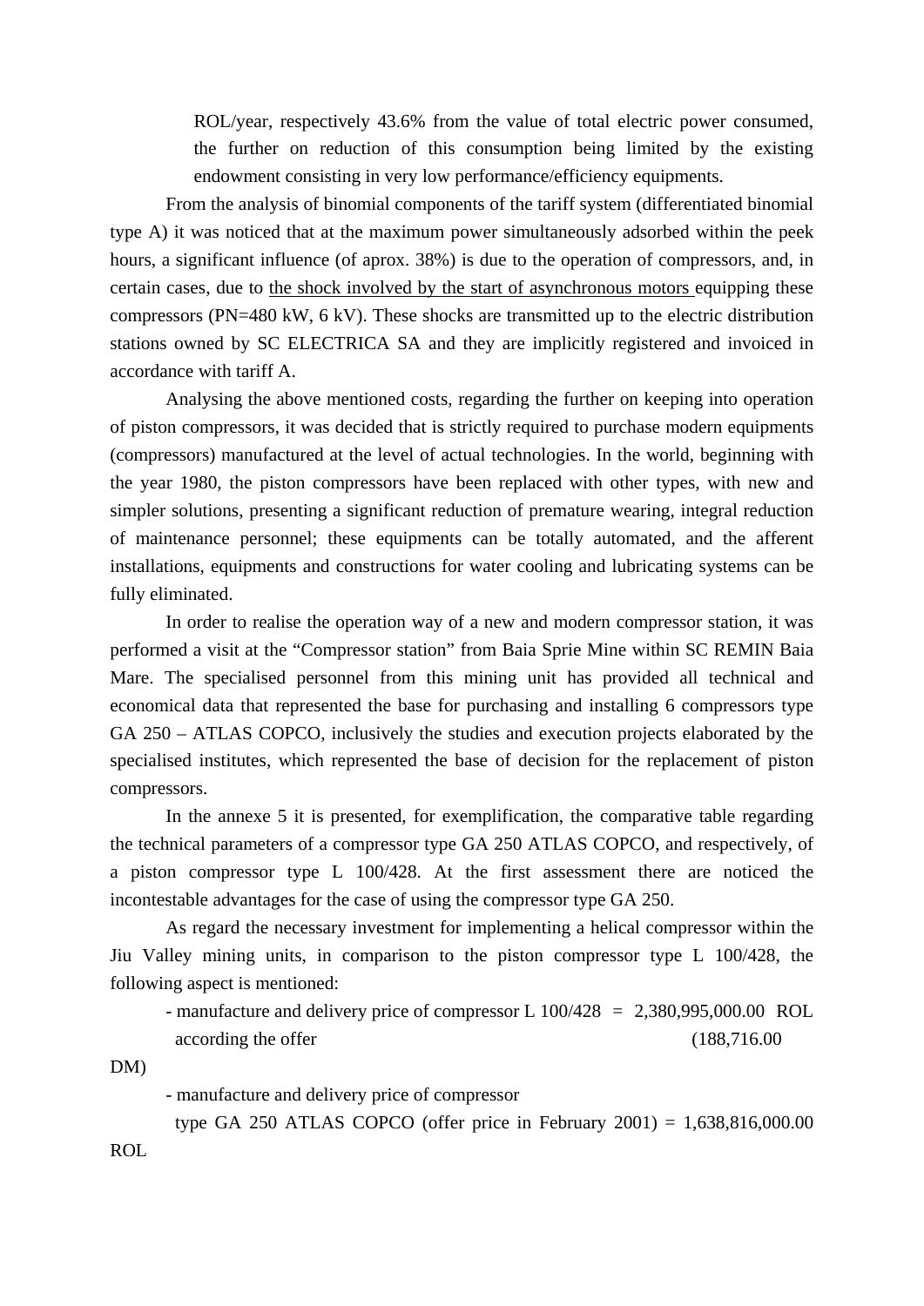ROL/year, respectively 43.6% from the value of total electric power consumed, the further on reduction of this consumption being limited by the existing endowment consisting in very low performance/efficiency equipments.

From the analysis of binomial components of the tariff system (differentiated binomial type A) it was noticed that at the maximum power simultaneously adsorbed within the peek hours, a significant influence (of aprox. 38%) is due to the operation of compressors, and, in certain cases, due to the shock involved by the start of asynchronous motors equipping these compressors (PN=480 kW, 6 kV). These shocks are transmitted up to the electric distribution stations owned by SC ELECTRICA SA and they are implicitly registered and invoiced in accordance with tariff A.

Analysing the above mentioned costs, regarding the further on keeping into operation of piston compressors, it was decided that is strictly required to purchase modern equipments (compressors) manufactured at the level of actual technologies. In the world, beginning with the year 1980, the piston compressors have been replaced with other types, with new and simpler solutions, presenting a significant reduction of premature wearing, integral reduction of maintenance personnel; these equipments can be totally automated, and the afferent installations, equipments and constructions for water cooling and lubricating systems can be fully eliminated.

In order to realise the operation way of a new and modern compressor station, it was performed a visit at the "Compressor station" from Baia Sprie Mine within SC REMIN Baia Mare. The specialised personnel from this mining unit has provided all technical and economical data that represented the base for purchasing and installing 6 compressors type GA 250 – ATLAS COPCO, inclusively the studies and execution projects elaborated by the specialised institutes, which represented the base of decision for the replacement of piston compressors.

In the annexe 5 it is presented, for exemplification, the comparative table regarding the technical parameters of a compressor type GA 250 ATLAS COPCO, and respectively, of a piston compressor type L 100/428. At the first assessment there are noticed the incontestable advantages for the case of using the compressor type GA 250.

As regard the necessary investment for implementing a helical compressor within the Jiu Valley mining units, in comparison to the piston compressor type L 100/428, the following aspect is mentioned:

- manufacture and delivery price of compressor L 100/428 = 2,380,995,000.00 ROL according the offer (188,716.00 DM)
- manufacture and delivery price of compressor type GA 250 ATLAS COPCO (offer price in February 2001) = 1,638,816,000.00 ROL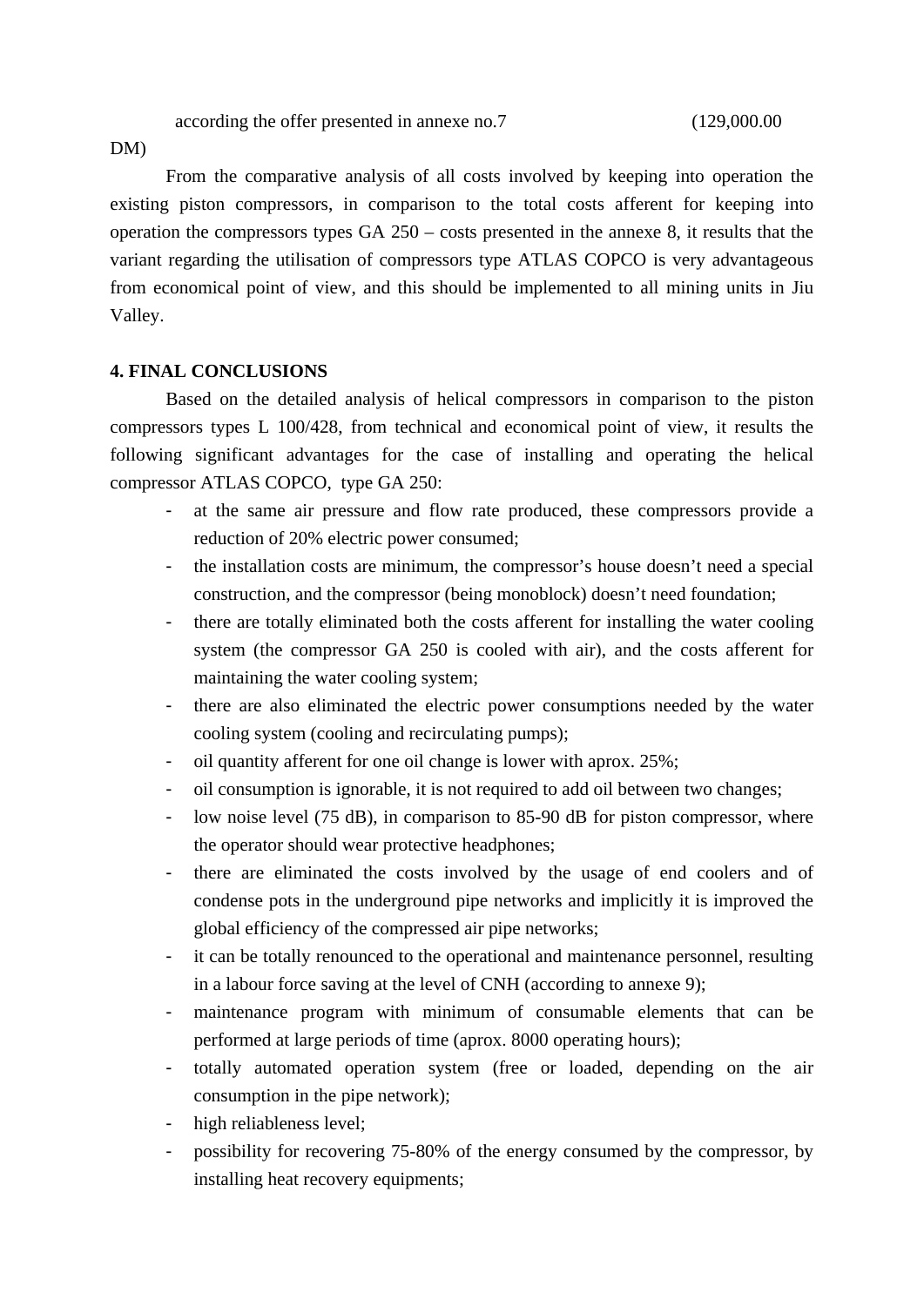according the offer presented in annexe no.7 (129,000.00 DM)

From the comparative analysis of all costs involved by keeping into operation the existing piston compressors, in comparison to the total costs afferent for keeping into operation the compressors types GA 250 – costs presented in the annexe 8, it results that the variant regarding the utilisation of compressors type ATLAS COPCO is very advantageous from economical point of view, and this should be implemented to all mining units in Jiu Valley.

**4. FINAL CONCLUSIONS**

Based on the detailed analysis of helical compressors in comparison to the piston compressors types L 100/428, from technical and economical point of view, it results the following significant advantages for the case of installing and operating the helical compressor ATLAS COPCO, type GA 250:

- at the same air pressure and flow rate produced, these compressors provide a reduction of 20% electric power consumed;
- the installation costs are minimum, the compressor's house doesn't need a special construction, and the compressor (being monoblock) doesn't need foundation;
- there are totally eliminated both the costs afferent for installing the water cooling system (the compressor GA 250 is cooled with air), and the costs afferent for maintaining the water cooling system;
- there are also eliminated the electric power consumptions needed by the water cooling system (cooling and recirculating pumps);
- oil quantity afferent for one oil change is lower with aprox. 25%;
- oil consumption is ignorable, it is not required to add oil between two changes;
- low noise level (75 dB), in comparison to 85-90 dB for piston compressor, where the operator should wear protective headphones;
- there are eliminated the costs involved by the usage of end coolers and of condense pots in the underground pipe networks and implicitly it is improved the global efficiency of the compressed air pipe networks;
- it can be totally renounced to the operational and maintenance personnel, resulting in a labour force saving at the level of CNH (according to annexe 9);
- maintenance program with minimum of consumable elements that can be performed at large periods of time (aprox. 8000 operating hours);
- totally automated operation system (free or loaded, depending on the air consumption in the pipe network);
- high reliableness level;
- possibility for recovering 75-80% of the energy consumed by the compressor, by installing heat recovery equipments;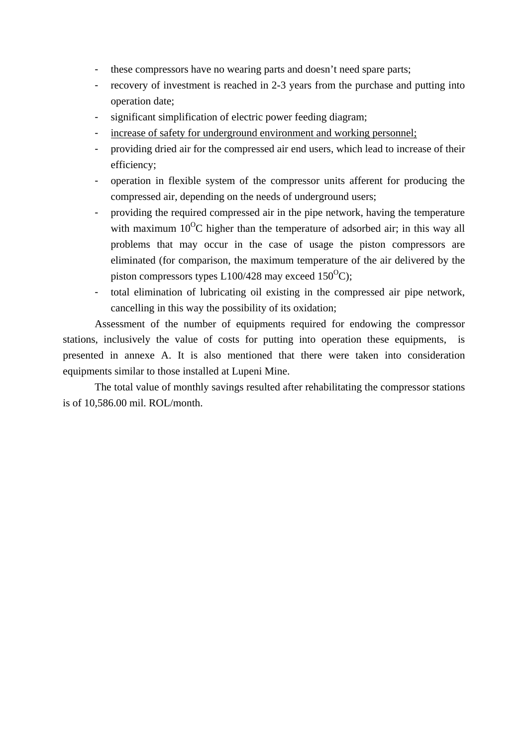- these compressors have no wearing parts and doesn't need spare parts;
- recovery of investment is reached in 2-3 years from the purchase and putting into operation date;
- significant simplification of electric power feeding diagram;
- <u>increase of safety for underground environment and working personnel;</u>
- providing dried air for the compressed air end users, which lead to increase of their efficiency;
- operation in flexible system of the compressor units afferent for producing the compressed air, depending on the needs of underground users;
- providing the required compressed air in the pipe network, having the temperature with maximum $10^{O}C$ higher than the temperature of adsorbed air; in this way all problems that may occur in the case of usage the piston compressors are eliminated (for comparison, the maximum temperature of the air delivered by the piston compressors types L100/428 may exceed $150^{O}C$);
- total elimination of lubricating oil existing in the compressed air pipe network, cancelling in this way the possibility of its oxidation;

Assessment of the number of equipments required for endowing the compressor stations, inclusively the value of costs for putting into operation these equipments, is presented in annexe A. It is also mentioned that there were taken into consideration equipments similar to those installed at Lupeni Mine.

The total value of monthly savings resulted after rehabilitating the compressor stations is of 10,586.00 mil. ROL/month.